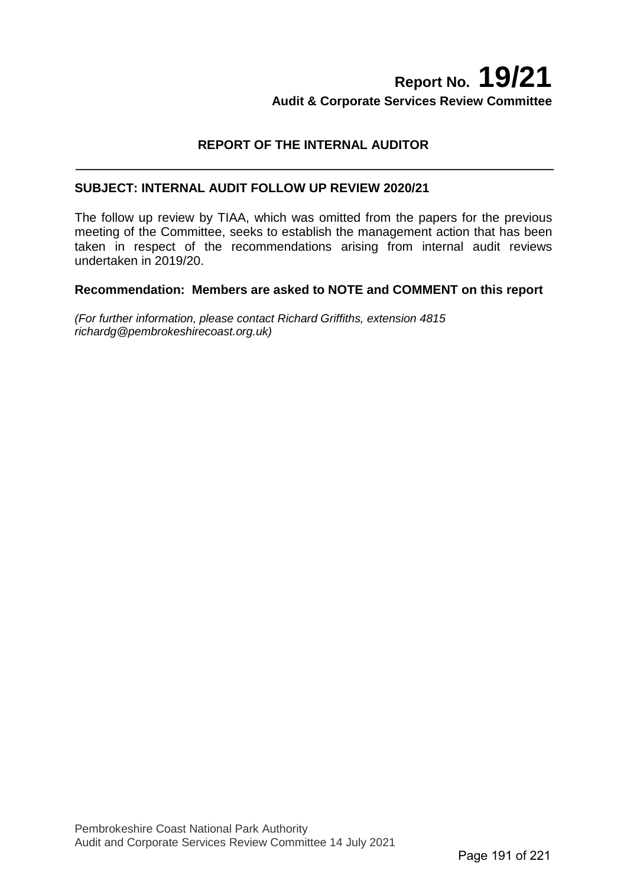# Report No. 19/21

**Audit & Corporate Services Review Committee**

## REPORT OF THE INTERNAL AUDITOR

---

### SUBJECT: INTERNAL AUDIT FOLLOW UP REVIEW 2020/21

The follow up review by TIAA, which was omitted from the papers for the previous meeting of the Committee, seeks to establish the management action that has been taken in respect of the recommendations arising from internal audit reviews undertaken in 2019/20.

**Recommendation: Members are asked to NOTE and COMMENT on this report**

*(For further information, please contact Richard Griffiths, extension 4815 richardg@pembrokeshirecoast.org.uk)*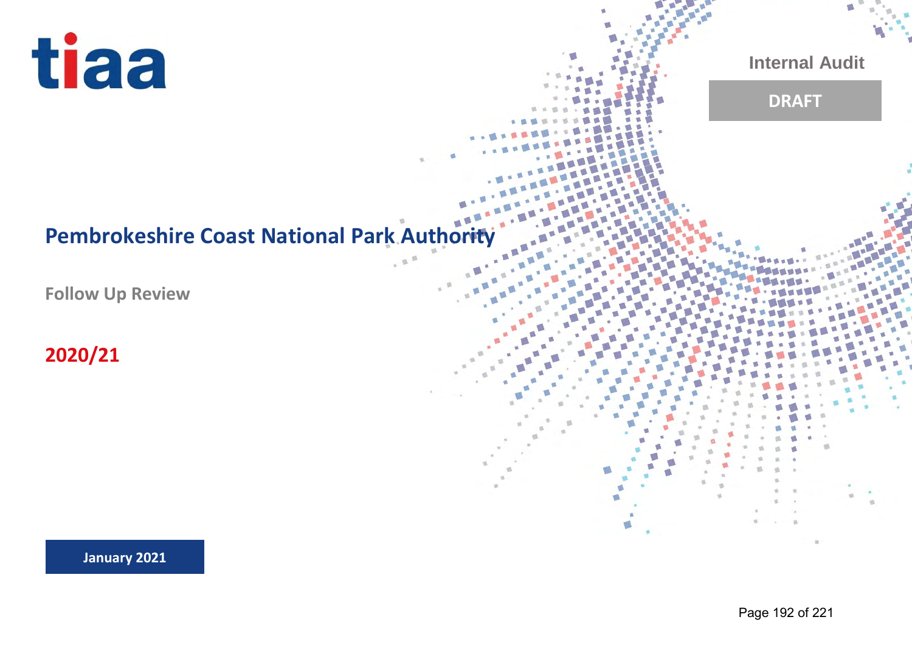tiaa

Internal Audit

DRAFT

# Pembrokeshire Coast National Park Authority

## Follow Up Review

**2020/21**

**January 2021**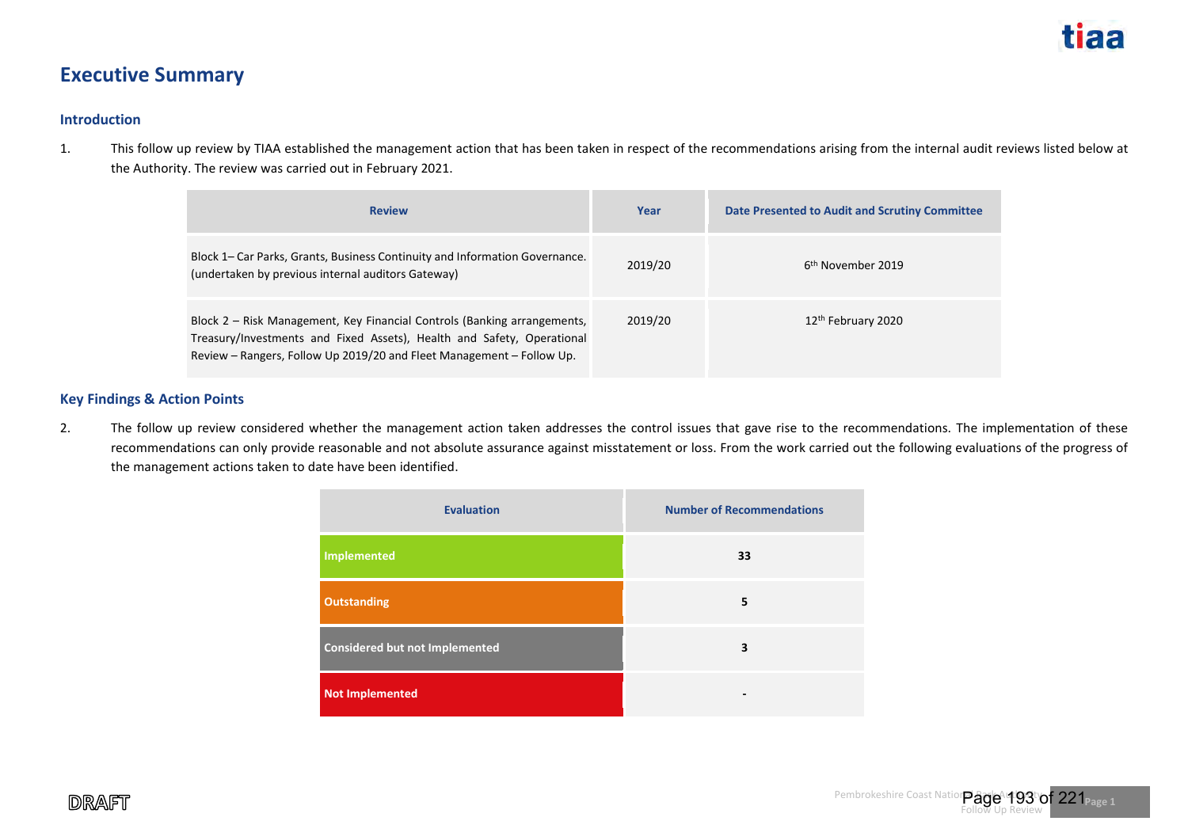# Executive Summary

## Introduction

1. This follow up review by TIAA established the management action that has been taken in respect of the recommendations arising from the internal audit reviews listed below at the Authority. The review was carried out in February 2021.

| Review | Year | Date Presented to Audit and Scrutiny Committee |
|---|---|---|
| Block 1– Car Parks, Grants, Business Continuity and Information Governance. (undertaken by previous internal auditors Gateway) | 2019/20 | 6th November 2019 |
| Block 2 – Risk Management, Key Financial Controls (Banking arrangements, Treasury/Investments and Fixed Assets), Health and Safety, Operational Review – Rangers, Follow Up 2019/20 and Fleet Management – Follow Up. | 2019/20 | 12th February 2020 |

## Key Findings & Action Points

2. The follow up review considered whether the management action taken addresses the control issues that gave rise to the recommendations. The implementation of these recommendations can only provide reasonable and not absolute assurance against misstatement or loss. From the work carried out the following evaluations of the progress of the management actions taken to date have been identified.

| Evaluation | Number of Recommendations |
|---|---|
| Implemented | 33 |
| Outstanding | 5 |
| Considered but not Implemented | 3 |
| Not Implemented | - |

DRAFT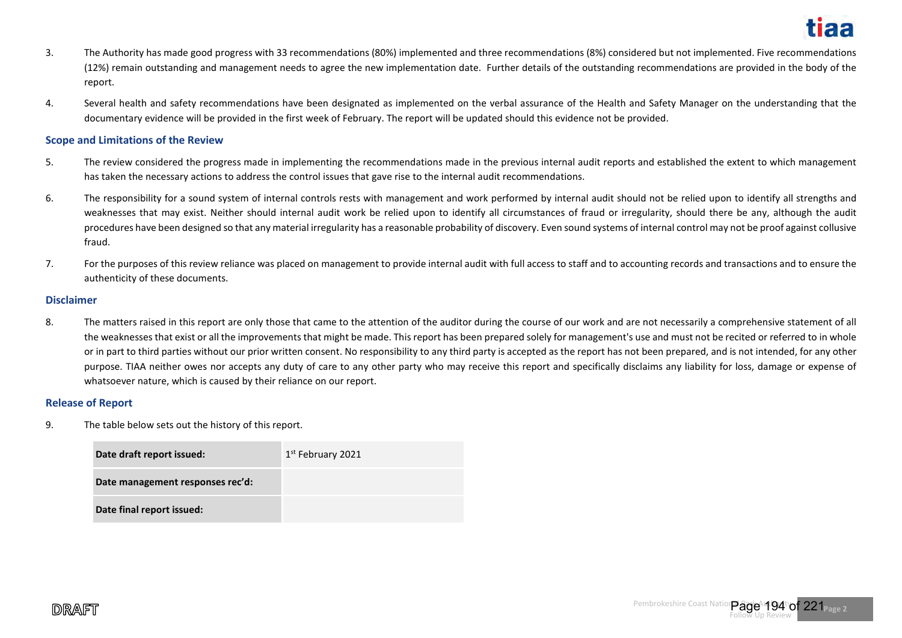3. The Authority has made good progress with 33 recommendations (80%) implemented and three recommendations (8%) considered but not implemented. Five recommendations (12%) remain outstanding and management needs to agree the new implementation date. Further details of the outstanding recommendations are provided in the body of the report.

4. Several health and safety recommendations have been designated as implemented on the verbal assurance of the Health and Safety Manager on the understanding that the documentary evidence will be provided in the first week of February. The report will be updated should this evidence not be provided.

### Scope and Limitations of the Review

5. The review considered the progress made in implementing the recommendations made in the previous internal audit reports and established the extent to which management has taken the necessary actions to address the control issues that gave rise to the internal audit recommendations.

6. The responsibility for a sound system of internal controls rests with management and work performed by internal audit should not be relied upon to identify all strengths and weaknesses that may exist. Neither should internal audit work be relied upon to identify all circumstances of fraud or irregularity, should there be any, although the audit procedures have been designed so that any material irregularity has a reasonable probability of discovery. Even sound systems of internal control may not be proof against collusive fraud.

7. For the purposes of this review reliance was placed on management to provide internal audit with full access to staff and to accounting records and transactions and to ensure the authenticity of these documents.

### Disclaimer

8. The matters raised in this report are only those that came to the attention of the auditor during the course of our work and are not necessarily a comprehensive statement of all the weaknesses that exist or all the improvements that might be made. This report has been prepared solely for management's use and must not be recited or referred to in whole or in part to third parties without our prior written consent. No responsibility to any third party is accepted as the report has not been prepared, and is not intended, for any other purpose. TIAA neither owes nor accepts any duty of care to any other party who may receive this report and specifically disclaims any liability for loss, damage or expense of whatsoever nature, which is caused by their reliance on our report.

### Release of Report

9. The table below sets out the history of this report.

| | |
|---|---|
| **Date draft report issued:** | 1st February 2021 |
| **Date management responses rec'd:** | |
| **Date final report issued:** | |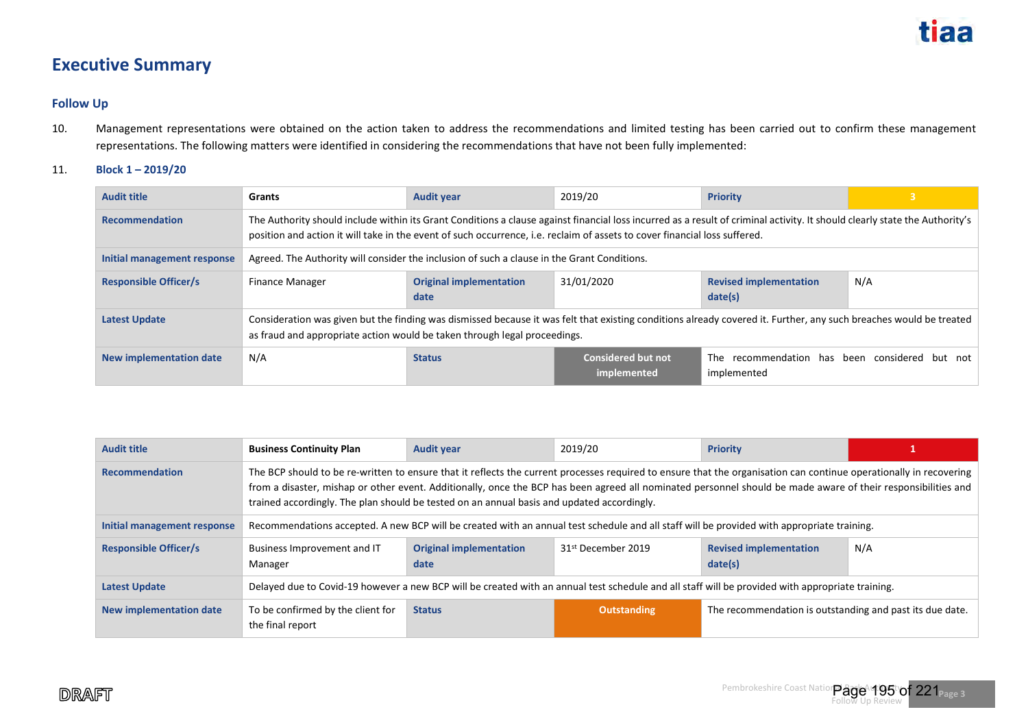# Executive Summary

## Follow Up

10. Management representations were obtained on the action taken to address the recommendations and limited testing has been carried out to confirm these management representations. The following matters were identified in considering the recommendations that have not been fully implemented:

11. **Block 1 – 2019/20**

| Audit title | Grants | Audit year | 2019/20 | Priority | 3 |
|---|---|---|---|---|---|
| Recommendation | The Authority should include within its Grant Conditions a clause against financial loss incurred as a result of criminal activity. It should clearly state the Authority's position and action it will take in the event of such occurrence, i.e. reclaim of assets to cover financial loss suffered. | | | | |
| Initial management response | Agreed. The Authority will consider the inclusion of such a clause in the Grant Conditions. | | | | |
| Responsible Officer/s | Finance Manager | Original implementation date | 31/01/2020 | Revised implementation date(s) | N/A |
| Latest Update | Consideration was given but the finding was dismissed because it was felt that existing conditions already covered it. Further, any such breaches would be treated as fraud and appropriate action would be taken through legal proceedings. | | | | |
| New implementation date | N/A | Status | Considered but not implemented | The recommendation has been considered but not implemented | |

| Audit title | Business Continuity Plan | Audit year | 2019/20 | Priority | 1 |
|---|---|---|---|---|---|
| Recommendation | The BCP should to be re-written to ensure that it reflects the current processes required to ensure that the organisation can continue operationally in recovering from a disaster, mishap or other event. Additionally, once the BCP has been agreed all nominated personnel should be made aware of their responsibilities and trained accordingly. The plan should be tested on an annual basis and updated accordingly. | | | | |
| Initial management response | Recommendations accepted. A new BCP will be created with an annual test schedule and all staff will be provided with appropriate training. | | | | |
| Responsible Officer/s | Business Improvement and IT Manager | Original implementation date | 31st December 2019 | Revised implementation date(s) | N/A |
| Latest Update | Delayed due to Covid-19 however a new BCP will be created with an annual test schedule and all staff will be provided with appropriate training. | | | | |
| New implementation date | To be confirmed by the client for the final report | Status | Outstanding | The recommendation is outstanding and past its due date. | |

DRAFT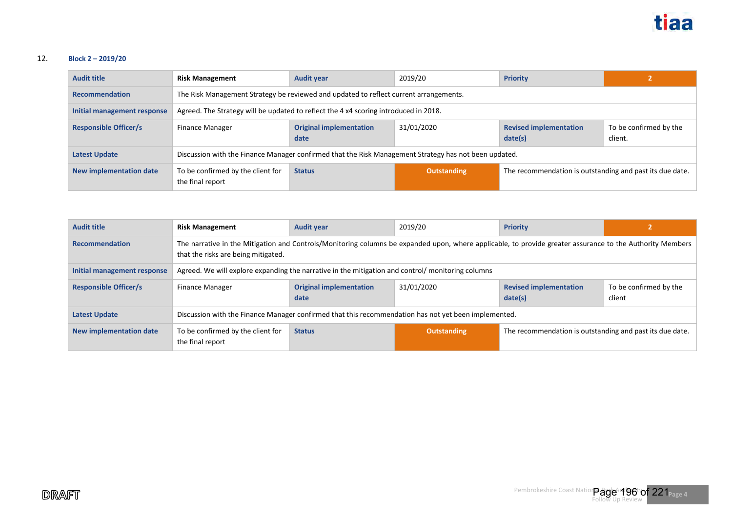12. **Block 2 – 2019/20**

| **Audit title** | **Risk Management** | **Audit year** | 2019/20 | **Priority** | 2 |
|---|---|---|---|---|---|
| **Recommendation** | The Risk Management Strategy be reviewed and updated to reflect current arrangements. | | | | |
| **Initial management response** | Agreed. The Strategy will be updated to reflect the 4 x4 scoring introduced in 2018. | | | | |
| **Responsible Officer/s** | Finance Manager | **Original implementation date** | 31/01/2020 | **Revised implementation date(s)** | To be confirmed by the client. |
| **Latest Update** | Discussion with the Finance Manager confirmed that the Risk Management Strategy has not been updated. | | | | |
| **New implementation date** | To be confirmed by the client for the final report | **Status** | **Outstanding** | The recommendation is outstanding and past its due date. | |

| **Audit title** | **Risk Management** | **Audit year** | 2019/20 | **Priority** | 2 |
|---|---|---|---|---|---|
| **Recommendation** | The narrative in the Mitigation and Controls/Monitoring columns be expanded upon, where applicable, to provide greater assurance to the Authority Members that the risks are being mitigated. | | | | |
| **Initial management response** | Agreed. We will explore expanding the narrative in the mitigation and control/ monitoring columns | | | | |
| **Responsible Officer/s** | Finance Manager | **Original implementation date** | 31/01/2020 | **Revised implementation date(s)** | To be confirmed by the client |
| **Latest Update** | Discussion with the Finance Manager confirmed that this recommendation has not yet been implemented. | | | | |
| **New implementation date** | To be confirmed by the client for the final report | **Status** | **Outstanding** | The recommendation is outstanding and past its due date. | |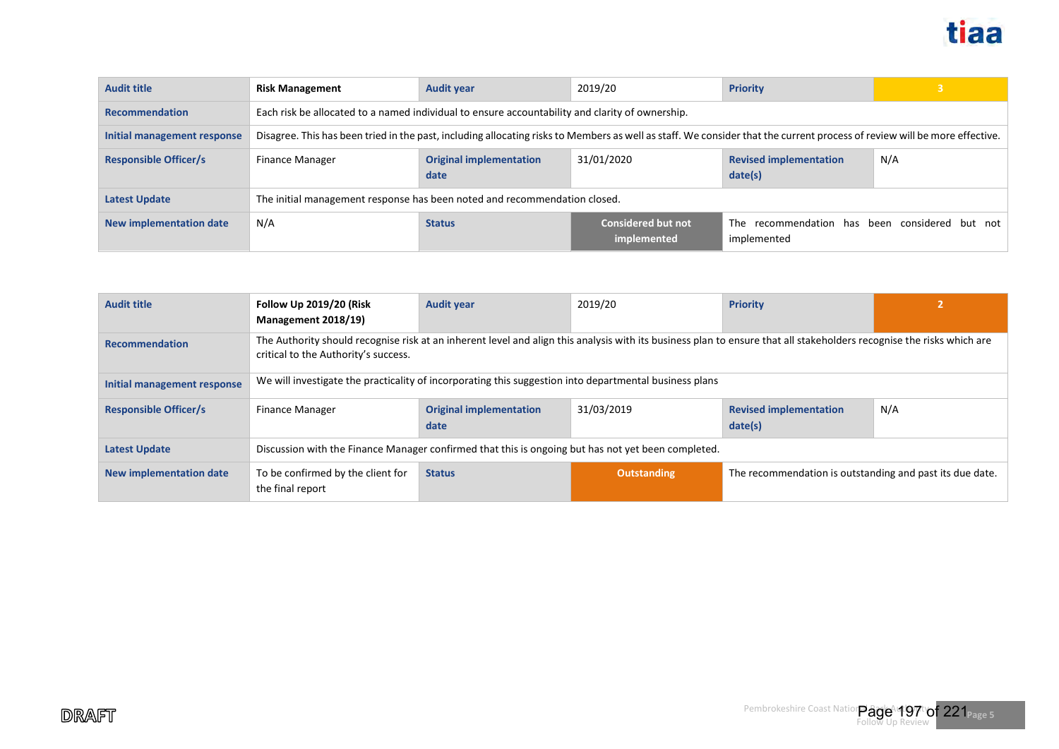| Audit title | Risk Management | Audit year | 2019/20 | Priority | 3 |
|---|---|---|---|---|---|
| Recommendation | Each risk be allocated to a named individual to ensure accountability and clarity of ownership. | | | | |
| Initial management response | Disagree. This has been tried in the past, including allocating risks to Members as well as staff. We consider that the current process of review will be more effective. | | | | |
| Responsible Officer/s | Finance Manager | Original implementation date | 31/01/2020 | Revised implementation date(s) | N/A |
| Latest Update | The initial management response has been noted and recommendation closed. | | | | |
| New implementation date | N/A | Status | Considered but not implemented | The recommendation has been considered but not implemented | |

| Audit title | Follow Up 2019/20 (Risk Management 2018/19) | Audit year | 2019/20 | Priority | 2 |
|---|---|---|---|---|---|
| Recommendation | The Authority should recognise risk at an inherent level and align this analysis with its business plan to ensure that all stakeholders recognise the risks which are critical to the Authority's success. | | | | |
| Initial management response | We will investigate the practicality of incorporating this suggestion into departmental business plans | | | | |
| Responsible Officer/s | Finance Manager | Original implementation date | 31/03/2019 | Revised implementation date(s) | N/A |
| Latest Update | Discussion with the Finance Manager confirmed that this is ongoing but has not yet been completed. | | | | |
| New implementation date | To be confirmed by the client for the final report | Status | Outstanding | The recommendation is outstanding and past its due date. | |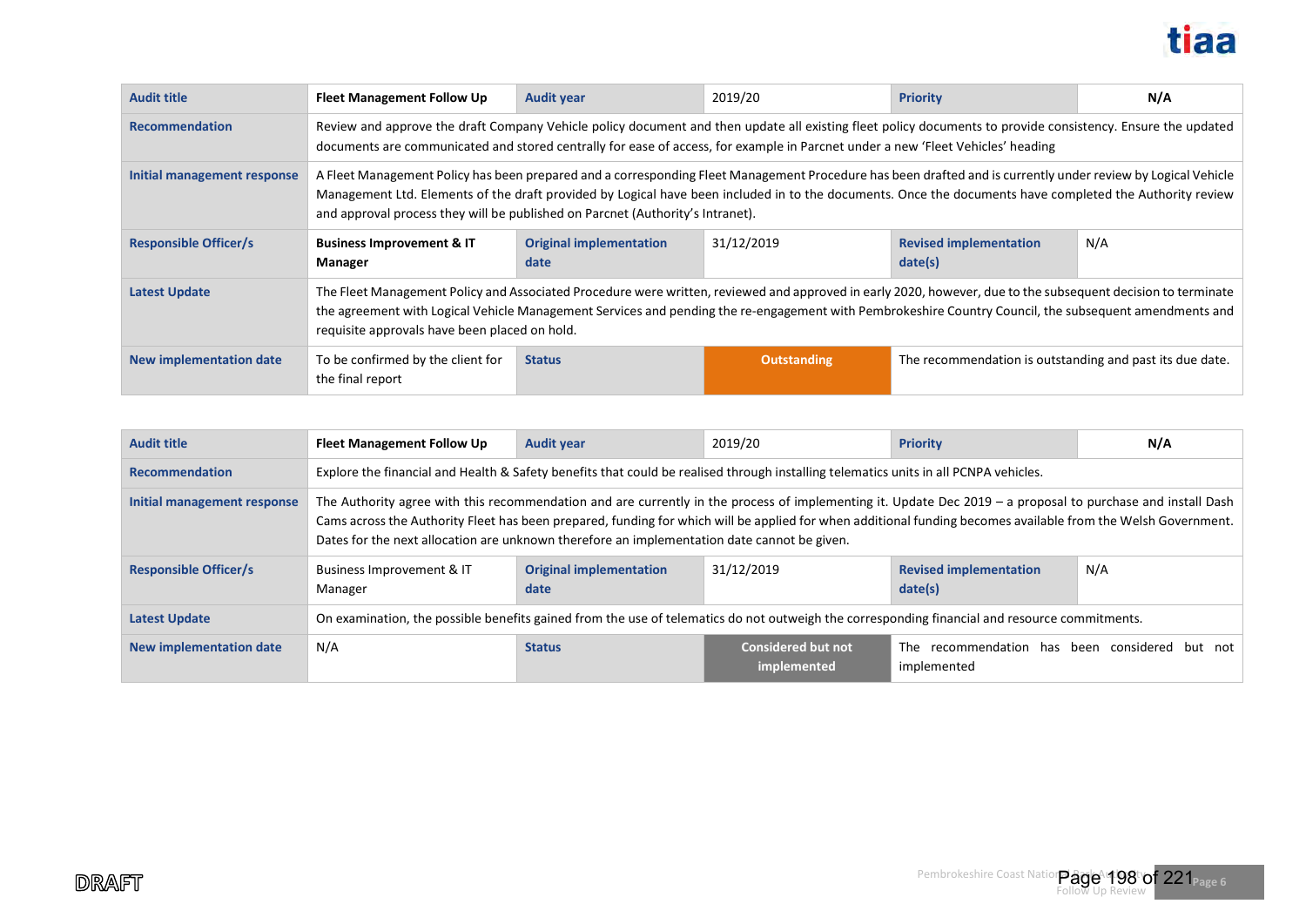| Audit title | **Fleet Management Follow Up** | Audit year | 2019/20 | Priority | **N/A** |
|---|---|---|---|---|---|
| Recommendation | Review and approve the draft Company Vehicle policy document and then update all existing fleet policy documents to provide consistency. Ensure the updated documents are communicated and stored centrally for ease of access, for example in Parcnet under a new 'Fleet Vehicles' heading | | | | |
| Initial management response | A Fleet Management Policy has been prepared and a corresponding Fleet Management Procedure has been drafted and is currently under review by Logical Vehicle Management Ltd. Elements of the draft provided by Logical have been included in to the documents. Once the documents have completed the Authority review and approval process they will be published on Parcnet (Authority's Intranet). | | | | |
| Responsible Officer/s | **Business Improvement & IT Manager** | Original implementation date | 31/12/2019 | Revised implementation date(s) | N/A |
| Latest Update | The Fleet Management Policy and Associated Procedure were written, reviewed and approved in early 2020, however, due to the subsequent decision to terminate the agreement with Logical Vehicle Management Services and pending the re-engagement with Pembrokeshire Country Council, the subsequent amendments and requisite approvals have been placed on hold. | | | | |
| New implementation date | To be confirmed by the client for the final report | Status | **Outstanding** | The recommendation is outstanding and past its due date. | |

| Audit title | **Fleet Management Follow Up** | Audit year | 2019/20 | Priority | **N/A** |
|---|---|---|---|---|---|
| Recommendation | Explore the financial and Health & Safety benefits that could be realised through installing telematics units in all PCNPA vehicles. | | | | |
| Initial management response | The Authority agree with this recommendation and are currently in the process of implementing it. Update Dec 2019 – a proposal to purchase and install Dash Cams across the Authority Fleet has been prepared, funding for which will be applied for when additional funding becomes available from the Welsh Government. Dates for the next allocation are unknown therefore an implementation date cannot be given. | | | | |
| Responsible Officer/s | Business Improvement & IT Manager | Original implementation date | 31/12/2019 | Revised implementation date(s) | N/A |
| Latest Update | On examination, the possible benefits gained from the use of telematics do not outweigh the corresponding financial and resource commitments. | | | | |
| New implementation date | N/A | Status | **Considered but not implemented** | The recommendation has been considered but not implemented | |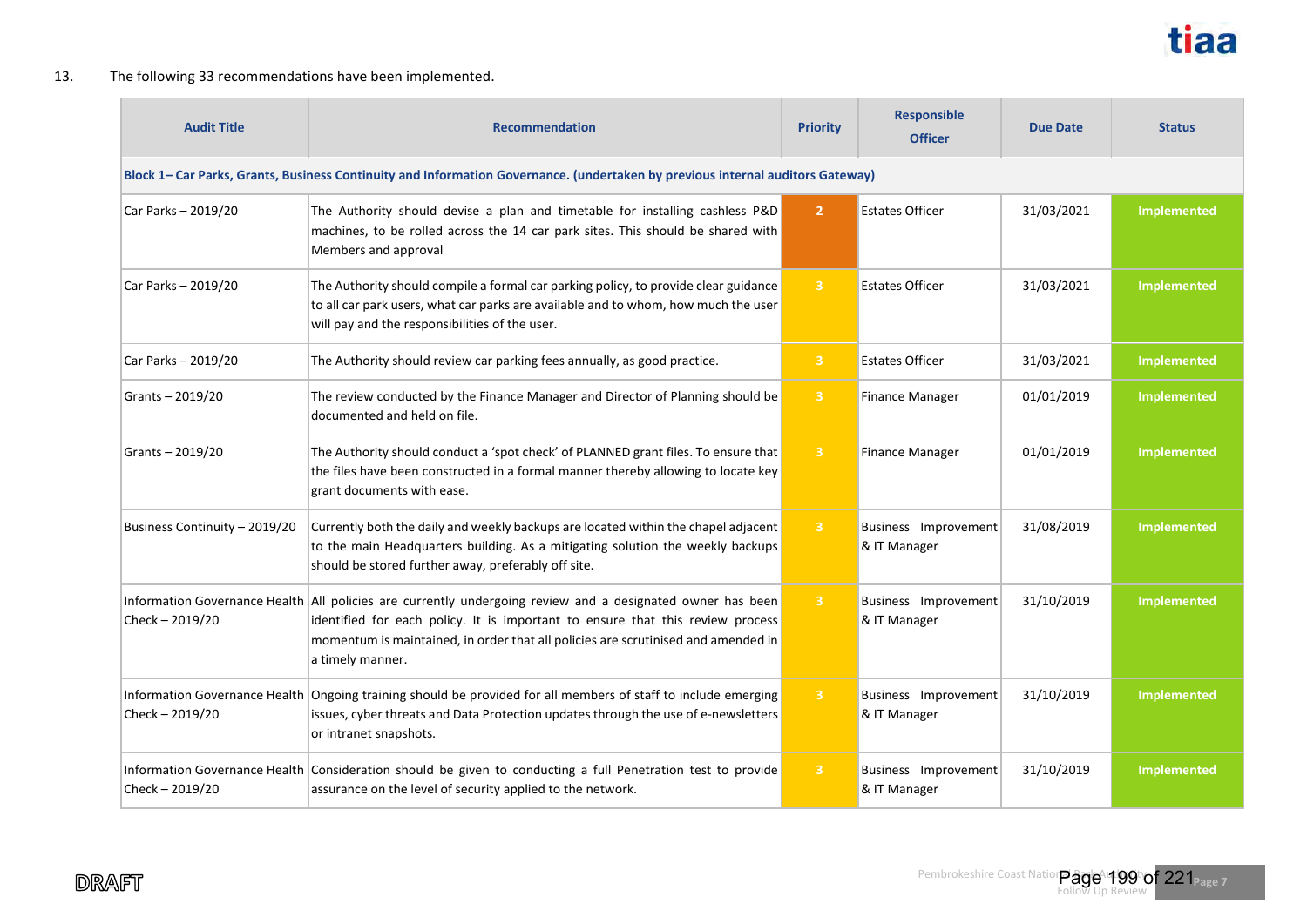13. The following 33 recommendations have been implemented.

| Audit Title | Recommendation | Priority | Responsible Officer | Due Date | Status |
|---|---|---|---|---|---|
| **Block 1– Car Parks, Grants, Business Continuity and Information Governance. (undertaken by previous internal auditors Gateway)** | | | | | |
| Car Parks – 2019/20 | The Authority should devise a plan and timetable for installing cashless P&D machines, to be rolled across the 14 car park sites. This should be shared with Members and approval | 2 | Estates Officer | 31/03/2021 | Implemented |
| Car Parks – 2019/20 | The Authority should compile a formal car parking policy, to provide clear guidance to all car park users, what car parks are available and to whom, how much the user will pay and the responsibilities of the user. | 3 | Estates Officer | 31/03/2021 | Implemented |
| Car Parks – 2019/20 | The Authority should review car parking fees annually, as good practice. | 3 | Estates Officer | 31/03/2021 | Implemented |
| Grants – 2019/20 | The review conducted by the Finance Manager and Director of Planning should be documented and held on file. | 3 | Finance Manager | 01/01/2019 | Implemented |
| Grants – 2019/20 | The Authority should conduct a 'spot check' of PLANNED grant files. To ensure that the files have been constructed in a formal manner thereby allowing to locate key grant documents with ease. | 3 | Finance Manager | 01/01/2019 | Implemented |
| Business Continuity – 2019/20 | Currently both the daily and weekly backups are located within the chapel adjacent to the main Headquarters building. As a mitigating solution the weekly backups should be stored further away, preferably off site. | 3 | Business Improvement & IT Manager | 31/08/2019 | Implemented |
| Information Governance Health Check – 2019/20 | All policies are currently undergoing review and a designated owner has been identified for each policy. It is important to ensure that this review process momentum is maintained, in order that all policies are scrutinised and amended in a timely manner. | 3 | Business Improvement & IT Manager | 31/10/2019 | Implemented |
| Information Governance Health Check – 2019/20 | Ongoing training should be provided for all members of staff to include emerging issues, cyber threats and Data Protection updates through the use of e-newsletters or intranet snapshots. | 3 | Business Improvement & IT Manager | 31/10/2019 | Implemented |
| Information Governance Health Check – 2019/20 | Consideration should be given to conducting a full Penetration test to provide assurance on the level of security applied to the network. | 3 | Business Improvement & IT Manager | 31/10/2019 | Implemented |

DRAFT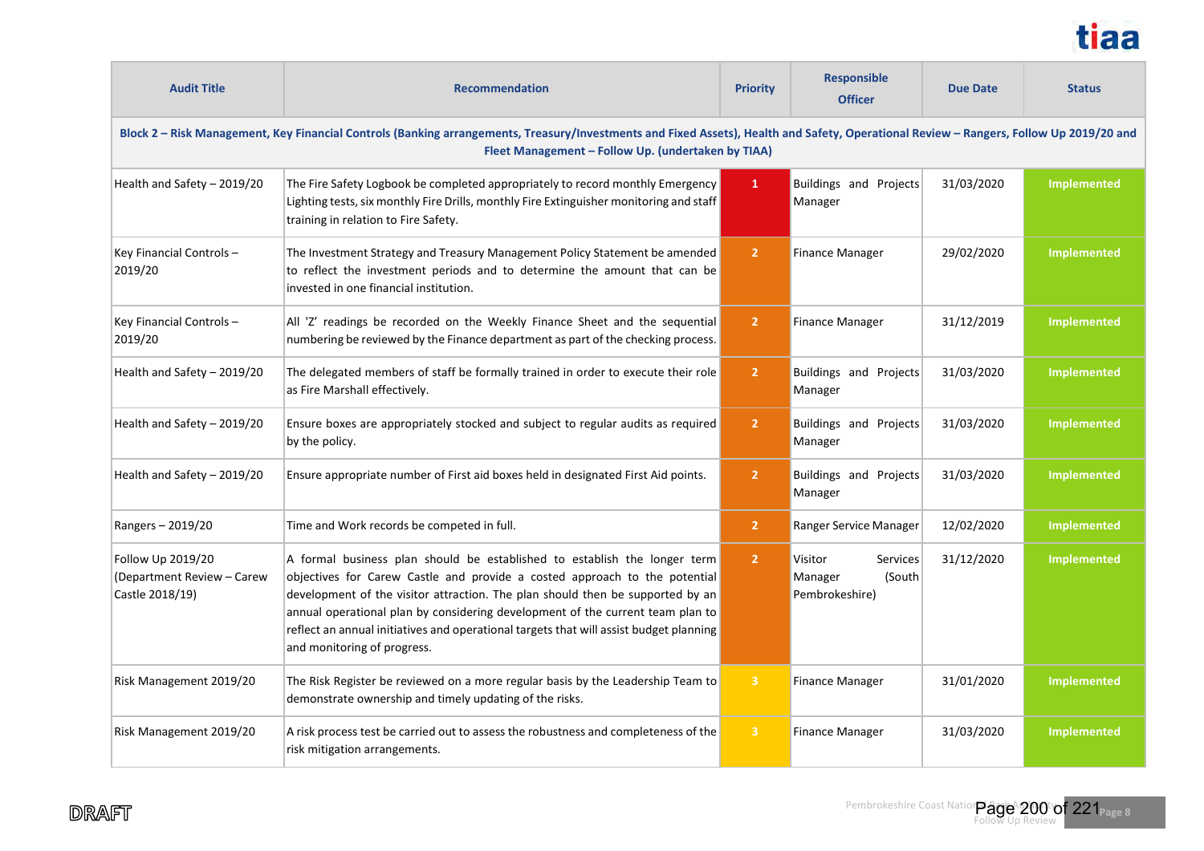| Audit Title | Recommendation | Priority | Responsible Officer | Due Date | Status |
|---|---|---|---|---|---|
| **Block 2 – Risk Management, Key Financial Controls (Banking arrangements, Treasury/Investments and Fixed Assets), Health and Safety, Operational Review – Rangers, Follow Up 2019/20 and Fleet Management – Follow Up. (undertaken by TIAA)** | | | | | |
| Health and Safety – 2019/20 | The Fire Safety Logbook be completed appropriately to record monthly Emergency Lighting tests, six monthly Fire Drills, monthly Fire Extinguisher monitoring and staff training in relation to Fire Safety. | 1 | Buildings and Projects Manager | 31/03/2020 | Implemented |
| Key Financial Controls – 2019/20 | The Investment Strategy and Treasury Management Policy Statement be amended to reflect the investment periods and to determine the amount that can be invested in one financial institution. | 2 | Finance Manager | 29/02/2020 | Implemented |
| Key Financial Controls – 2019/20 | All 'Z' readings be recorded on the Weekly Finance Sheet and the sequential numbering be reviewed by the Finance department as part of the checking process. | 2 | Finance Manager | 31/12/2019 | Implemented |
| Health and Safety – 2019/20 | The delegated members of staff be formally trained in order to execute their role as Fire Marshall effectively. | 2 | Buildings and Projects Manager | 31/03/2020 | Implemented |
| Health and Safety – 2019/20 | Ensure boxes are appropriately stocked and subject to regular audits as required by the policy. | 2 | Buildings and Projects Manager | 31/03/2020 | Implemented |
| Health and Safety – 2019/20 | Ensure appropriate number of First aid boxes held in designated First Aid points. | 2 | Buildings and Projects Manager | 31/03/2020 | Implemented |
| Rangers – 2019/20 | Time and Work records be competed in full. | 2 | Ranger Service Manager | 12/02/2020 | Implemented |
| Follow Up 2019/20 (Department Review – Carew Castle 2018/19) | A formal business plan should be established to establish the longer term objectives for Carew Castle and provide a costed approach to the potential development of the visitor attraction. The plan should then be supported by an annual operational plan by considering development of the current team plan to reflect an annual initiatives and operational targets that will assist budget planning and monitoring of progress. | 2 | Visitor Services Manager (South Pembrokeshire) | 31/12/2020 | Implemented |
| Risk Management 2019/20 | The Risk Register be reviewed on a more regular basis by the Leadership Team to demonstrate ownership and timely updating of the risks. | 3 | Finance Manager | 31/01/2020 | Implemented |
| Risk Management 2019/20 | A risk process test be carried out to assess the robustness and completeness of the risk mitigation arrangements. | 3 | Finance Manager | 31/03/2020 | Implemented |

DRAFT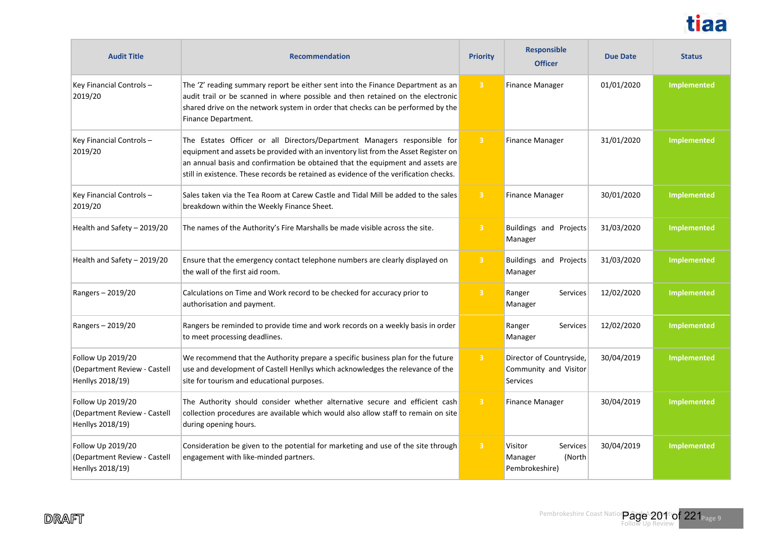| Audit Title | Recommendation | Priority | Responsible Officer | Due Date | Status |
|---|---|---|---|---|---|
| Key Financial Controls – 2019/20 | The 'Z' reading summary report be either sent into the Finance Department as an audit trail or be scanned in where possible and then retained on the electronic shared drive on the network system in order that checks can be performed by the Finance Department. | 3 | Finance Manager | 01/01/2020 | Implemented |
| Key Financial Controls – 2019/20 | The Estates Officer or all Directors/Department Managers responsible for equipment and assets be provided with an inventory list from the Asset Register on an annual basis and confirmation be obtained that the equipment and assets are still in existence. These records be retained as evidence of the verification checks. | 3 | Finance Manager | 31/01/2020 | Implemented |
| Key Financial Controls – 2019/20 | Sales taken via the Tea Room at Carew Castle and Tidal Mill be added to the sales breakdown within the Weekly Finance Sheet. | 3 | Finance Manager | 30/01/2020 | Implemented |
| Health and Safety – 2019/20 | The names of the Authority's Fire Marshalls be made visible across the site. | 3 | Buildings and Projects Manager | 31/03/2020 | Implemented |
| Health and Safety – 2019/20 | Ensure that the emergency contact telephone numbers are clearly displayed on the wall of the first aid room. | 3 | Buildings and Projects Manager | 31/03/2020 | Implemented |
| Rangers – 2019/20 | Calculations on Time and Work record to be checked for accuracy prior to authorisation and payment. | 3 | Ranger Services Manager | 12/02/2020 | Implemented |
| Rangers – 2019/20 | Rangers be reminded to provide time and work records on a weekly basis in order to meet processing deadlines. | | Ranger Services Manager | 12/02/2020 | Implemented |
| Follow Up 2019/20 (Department Review - Castell Henllys 2018/19) | We recommend that the Authority prepare a specific business plan for the future use and development of Castell Henllys which acknowledges the relevance of the site for tourism and educational purposes. | 3 | Director of Countryside, Community and Visitor Services | 30/04/2019 | Implemented |
| Follow Up 2019/20 (Department Review - Castell Henllys 2018/19) | The Authority should consider whether alternative secure and efficient cash collection procedures are available which would also allow staff to remain on site during opening hours. | 3 | Finance Manager | 30/04/2019 | Implemented |
| Follow Up 2019/20 (Department Review - Castell Henllys 2018/19) | Consideration be given to the potential for marketing and use of the site through engagement with like-minded partners. | 3 | Visitor Services Manager (North Pembrokeshire) | 30/04/2019 | Implemented |

DRAFT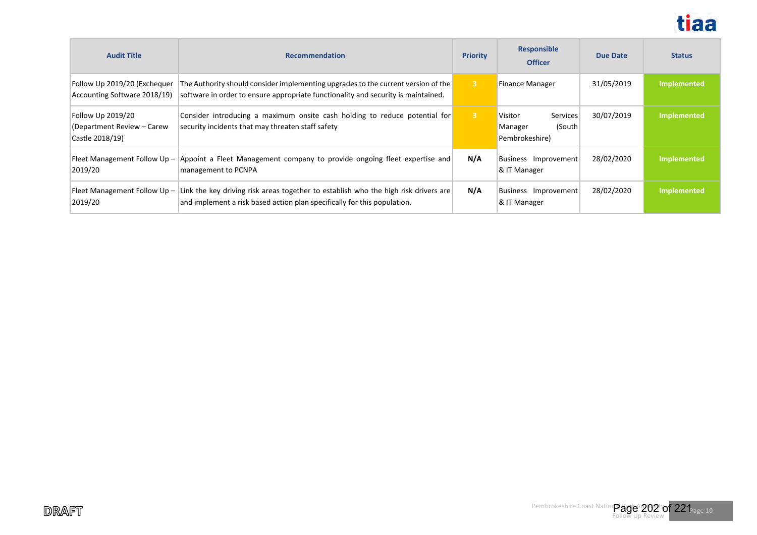| Audit Title | Recommendation | Priority | Responsible Officer | Due Date | Status |
|---|---|---|---|---|---|
| Follow Up 2019/20 (Exchequer Accounting Software 2018/19) | The Authority should consider implementing upgrades to the current version of the software in order to ensure appropriate functionality and security is maintained. | 3 | Finance Manager | 31/05/2019 | Implemented |
| Follow Up 2019/20 (Department Review – Carew Castle 2018/19) | Consider introducing a maximum onsite cash holding to reduce potential for security incidents that may threaten staff safety | 3 | Visitor Services Manager (South Pembrokeshire) | 30/07/2019 | Implemented |
| Fleet Management Follow Up – 2019/20 | Appoint a Fleet Management company to provide ongoing fleet expertise and management to PCNPA | N/A | Business Improvement & IT Manager | 28/02/2020 | Implemented |
| Fleet Management Follow Up – 2019/20 | Link the key driving risk areas together to establish who the high risk drivers are and implement a risk based action plan specifically for this population. | N/A | Business Improvement & IT Manager | 28/02/2020 | Implemented |

DRAFT